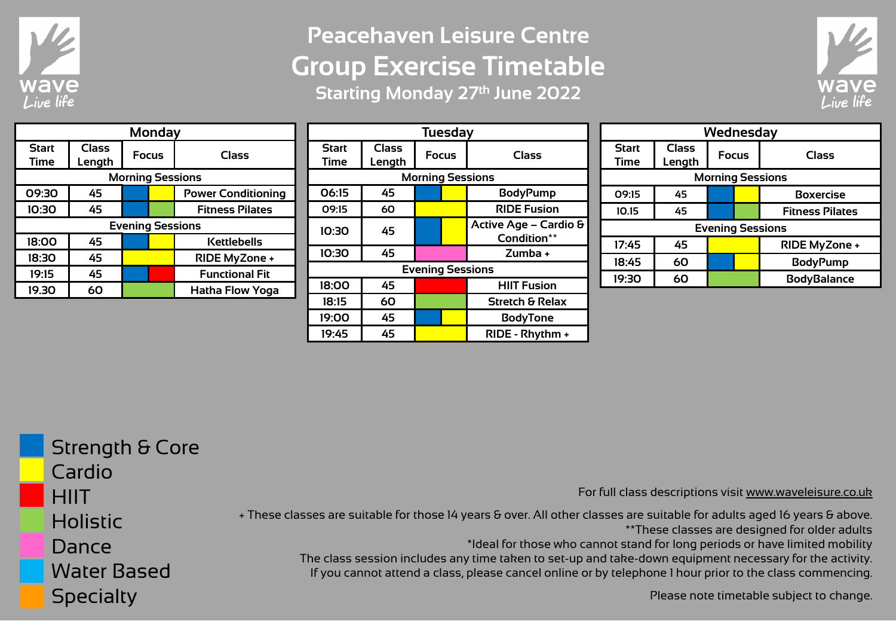wave
*Live life*

# Peacehaven Leisure Centre

## Group Exercise Timetable

### Starting Monday 27th June 2022

| Monday | | | |
|---|---|---|---|
| **Start Time** | **Class Length** | **Focus** | **Class** |
| **Morning Sessions** | | | |
| 09:30 | 45 | Strength & Core / Cardio | Power Conditioning |
| 10:30 | 45 | Strength & Core / Holistic | Fitness Pilates |
| **Evening Sessions** | | | |
| 18:00 | 45 | Strength & Core / Cardio | Kettlebells |
| 18:30 | 45 | Cardio | RIDE MyZone + |
| 19:15 | 45 | Strength & Core / HIIT | Functional Fit |
| 19.30 | 60 | Holistic | Hatha Flow Yoga |

| Tuesday | | | |
|---|---|---|---|
| **Start Time** | **Class Length** | **Focus** | **Class** |
| **Morning Sessions** | | | |
| 06:15 | 45 | Strength & Core / Cardio | BodyPump |
| 09:15 | 60 | Cardio | RIDE Fusion |
| 10:30 | 45 | Strength & Core / Cardio | Active Age – Cardio & Condition** |
| 10:30 | 45 | Dance | Zumba + |
| **Evening Sessions** | | | |
| 18:00 | 45 | HIIT | HIIT Fusion |
| 18:15 | 60 | Holistic | Stretch & Relax |
| 19:00 | 45 | Strength & Core / Cardio | BodyTone |
| 19:45 | 45 | Cardio | RIDE - Rhythm + |

| Wednesday | | | |
|---|---|---|---|
| **Start Time** | **Class Length** | **Focus** | **Class** |
| **Morning Sessions** | | | |
| 09:15 | 45 | Strength & Core / Cardio | Boxercise |
| 10.15 | 45 | Strength & Core / Holistic | Fitness Pilates |
| **Evening Sessions** | | | |
| 17:45 | 45 | Cardio | RIDE MyZone + |
| 18:45 | 60 | Strength & Core / Cardio | BodyPump |
| 19:30 | 60 | Holistic | BodyBalance |

- Strength & Core
- Cardio
- HIIT
- Holistic
- Dance
- Water Based
- Specialty

For full class descriptions visit www.waveleisure.co.uk

+ These classes are suitable for those 14 years & over. All other classes are suitable for adults aged 16 years & above.
**These classes are designed for older adults
*Ideal for those who cannot stand for long periods or have limited mobility
The class session includes any time taken to set-up and take-down equipment necessary for the activity.
If you cannot attend a class, please cancel online or by telephone 1 hour prior to the class commencing.

Please note timetable subject to change.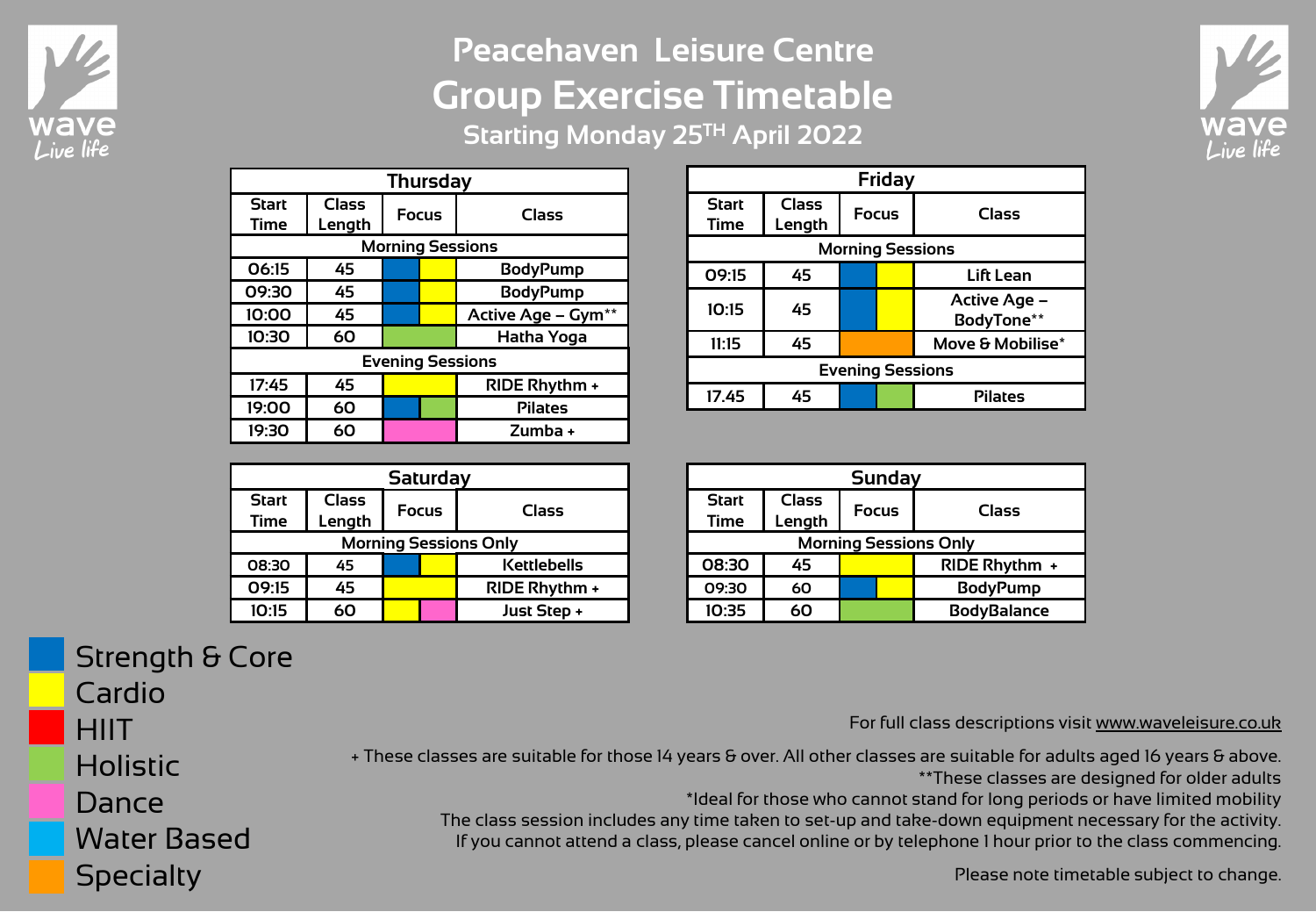# Peacehaven Leisure Centre

## Group Exercise Timetable

### Starting Monday 25TH April 2022

### Thursday

| Start Time | Class Length | Focus | Class |
|---|---|---|---|
| **Morning Sessions** | | | |
| 06:15 | 45 | Strength & Core / Cardio | BodyPump |
| 09:30 | 45 | Strength & Core / Cardio | BodyPump |
| 10:00 | 45 | Strength & Core / Cardio | Active Age – Gym** |
| 10:30 | 60 | Holistic | Hatha Yoga |
| **Evening Sessions** | | | |
| 17:45 | 45 | Cardio | RIDE Rhythm + |
| 19:00 | 60 | Strength & Core / Holistic | Pilates |
| 19:30 | 60 | Dance | Zumba + |

### Friday

| Start Time | Class Length | Focus | Class |
|---|---|---|---|
| **Morning Sessions** | | | |
| 09:15 | 45 | Strength & Core / Cardio | Lift Lean |
| 10:15 | 45 | Strength & Core / Cardio | Active Age – BodyTone** |
| 11:15 | 45 | Specialty | Move & Mobilise* |
| **Evening Sessions** | | | |
| 17.45 | 45 | Strength & Core / Holistic | Pilates |

### Saturday

| Start Time | Class Length | Focus | Class |
|---|---|---|---|
| **Morning Sessions Only** | | | |
| 08:30 | 45 | Strength & Core / Cardio | Kettlebells |
| 09:15 | 45 | Cardio | RIDE Rhythm + |
| 10:15 | 60 | Cardio / Dance | Just Step + |

### Sunday

| Start Time | Class Length | Focus | Class |
|---|---|---|---|
| **Morning Sessions Only** | | | |
| 08:30 | 45 | Cardio | RIDE Rhythm + |
| 09:30 | 60 | Strength & Core / Cardio | BodyPump |
| 10:35 | 60 | Holistic | BodyBalance |

- Strength & Core
- Cardio
- HIIT
- Holistic
- Dance
- Water Based
- Specialty

For full class descriptions visit www.waveleisure.co.uk

+ These classes are suitable for those 14 years & over. All other classes are suitable for adults aged 16 years & above.

**These classes are designed for older adults

*Ideal for those who cannot stand for long periods or have limited mobility

The class session includes any time taken to set-up and take-down equipment necessary for the activity.

If you cannot attend a class, please cancel online or by telephone 1 hour prior to the class commencing.

Please note timetable subject to change.